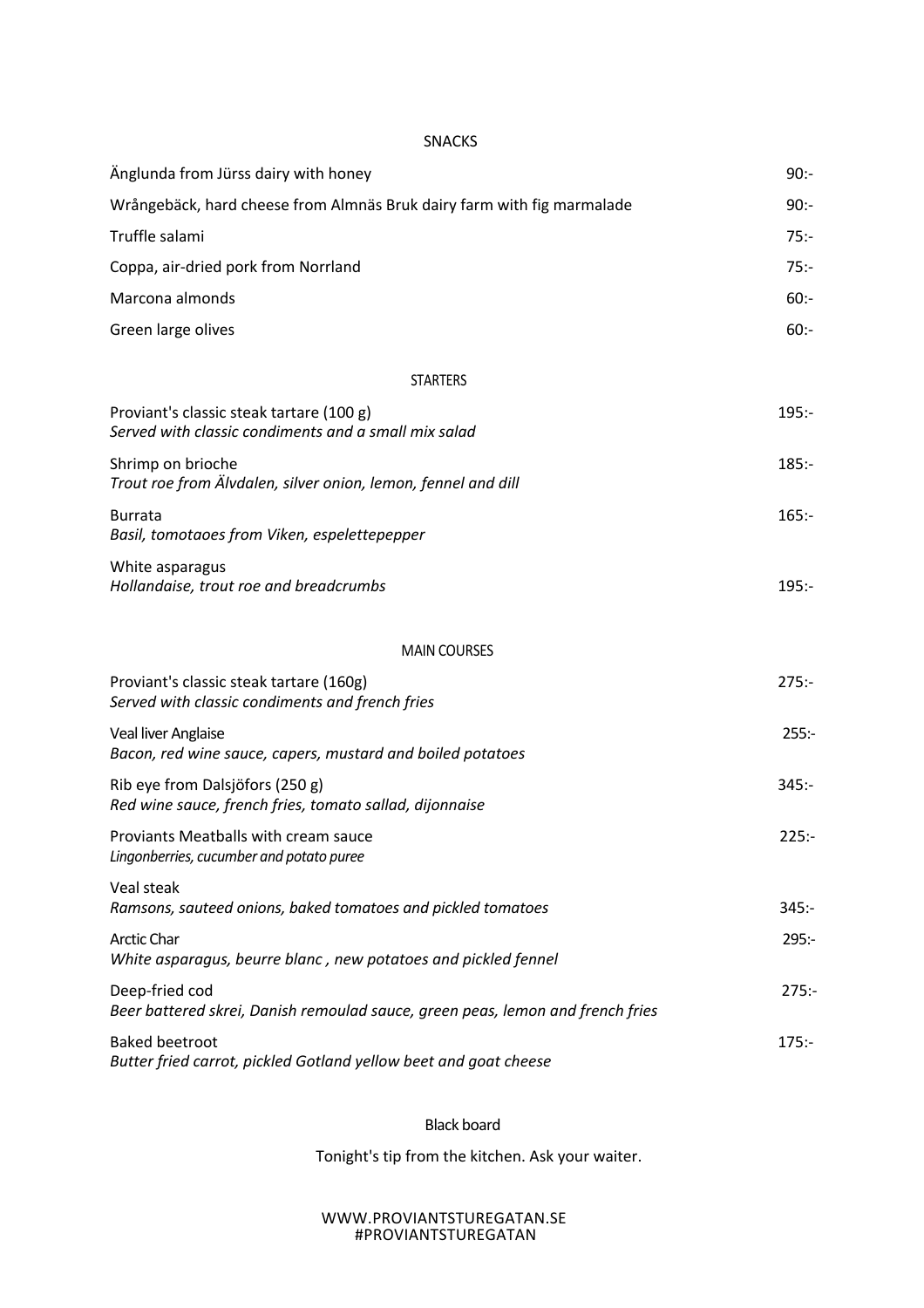## SNACKS

| | |
|---|---|
| Änglunda from Jürss dairy with honey | 90:- |
| Wrångebäck, hard cheese from Almnäs Bruk dairy farm with fig marmalade | 90:- |
| Truffle salami | 75:- |
| Coppa, air-dried pork from Norrland | 75:- |
| Marcona almonds | 60:- |
| Green large olives | 60:- |

## STARTERS

Proviant's classic steak tartare (100 g) — 195:-
*Served with classic condiments and a small mix salad*

Shrimp on brioche — 185:-
*Trout roe from Älvdalen, silver onion, lemon, fennel and dill*

Burrata — 165:-
*Basil, tomotaoes from Viken, espelettepepper*

White asparagus — 195:-
*Hollandaise, trout roe and breadcrumbs*

## MAIN COURSES

Proviant's classic steak tartare (160g) — 275:-
*Served with classic condiments and french fries*

Veal liver Anglaise — 255:-
*Bacon, red wine sauce, capers, mustard and boiled potatoes*

Rib eye from Dalsjöfors (250 g) — 345:-
*Red wine sauce, french fries, tomato sallad, dijonnaise*

Proviants Meatballs with cream sauce — 225:-
*Lingonberries, cucumber and potato puree*

Veal steak — 345:-
*Ramsons, sauteed onions, baked tomatoes and pickled tomatoes*

Arctic Char — 295:-
*White asparagus, beurre blanc , new potatoes and pickled fennel*

Deep-fried cod — 275:-
*Beer battered skrei, Danish remoulad sauce, green peas, lemon and french fries*

Baked beetroot — 175:-
*Butter fried carrot, pickled Gotland yellow beet and goat cheese*

## Black board

Tonight's tip from the kitchen. Ask your waiter.

WWW.PROVIANTSTUREGATAN.SE
#PROVIANTSTUREGATAN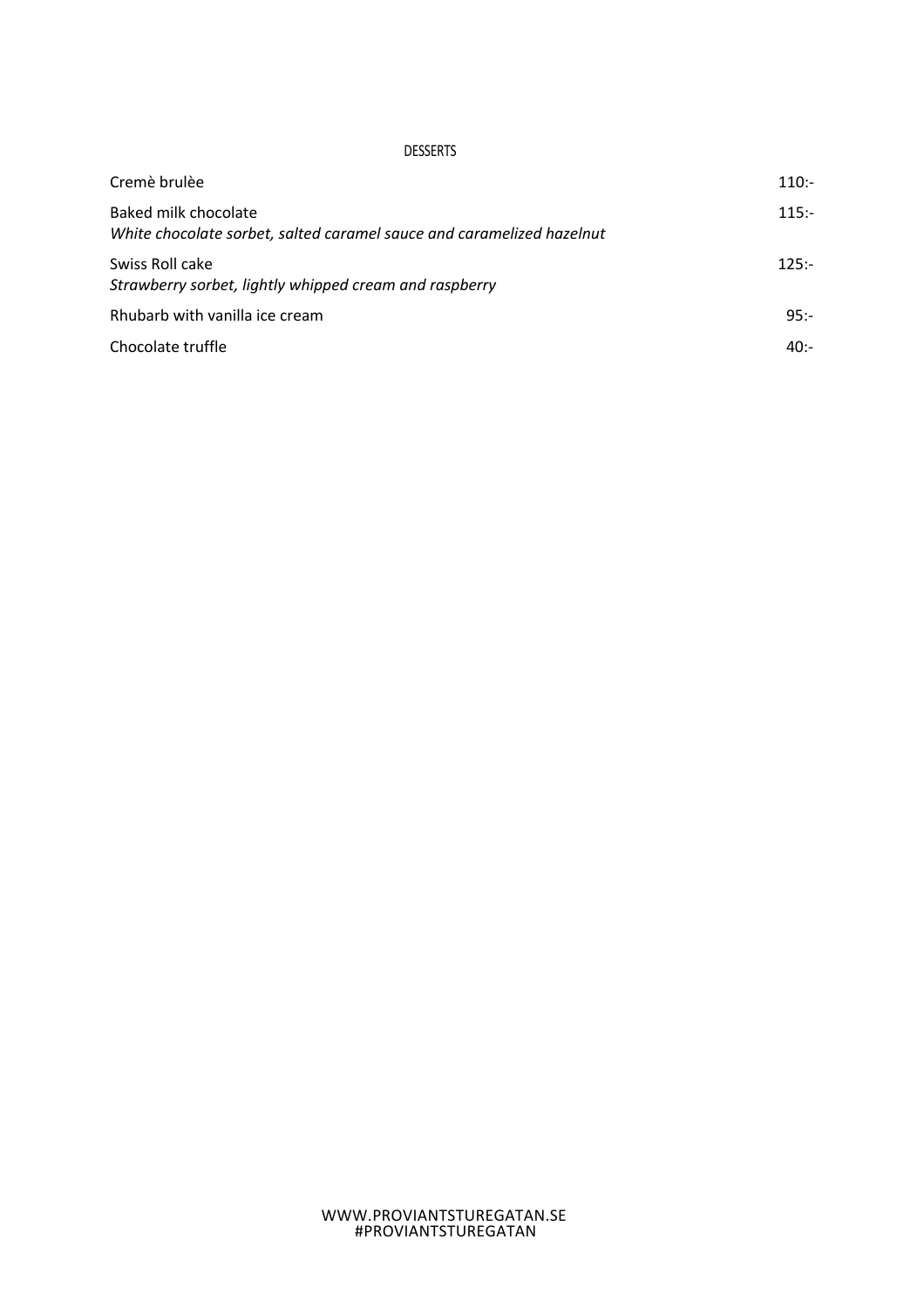## DESSERTS

| | |
|---|---|
| Cremè brulèe | 110:- |
| Baked milk chocolate<br>*White chocolate sorbet, salted caramel sauce and caramelized hazelnut* | 115:- |
| Swiss Roll cake<br>*Strawberry sorbet, lightly whipped cream and raspberry* | 125:- |
| Rhubarb with vanilla ice cream | 95:- |
| Chocolate truffle | 40:- |

WWW.PROVIANTSTUREGATAN.SE
#PROVIANTSTUREGATAN